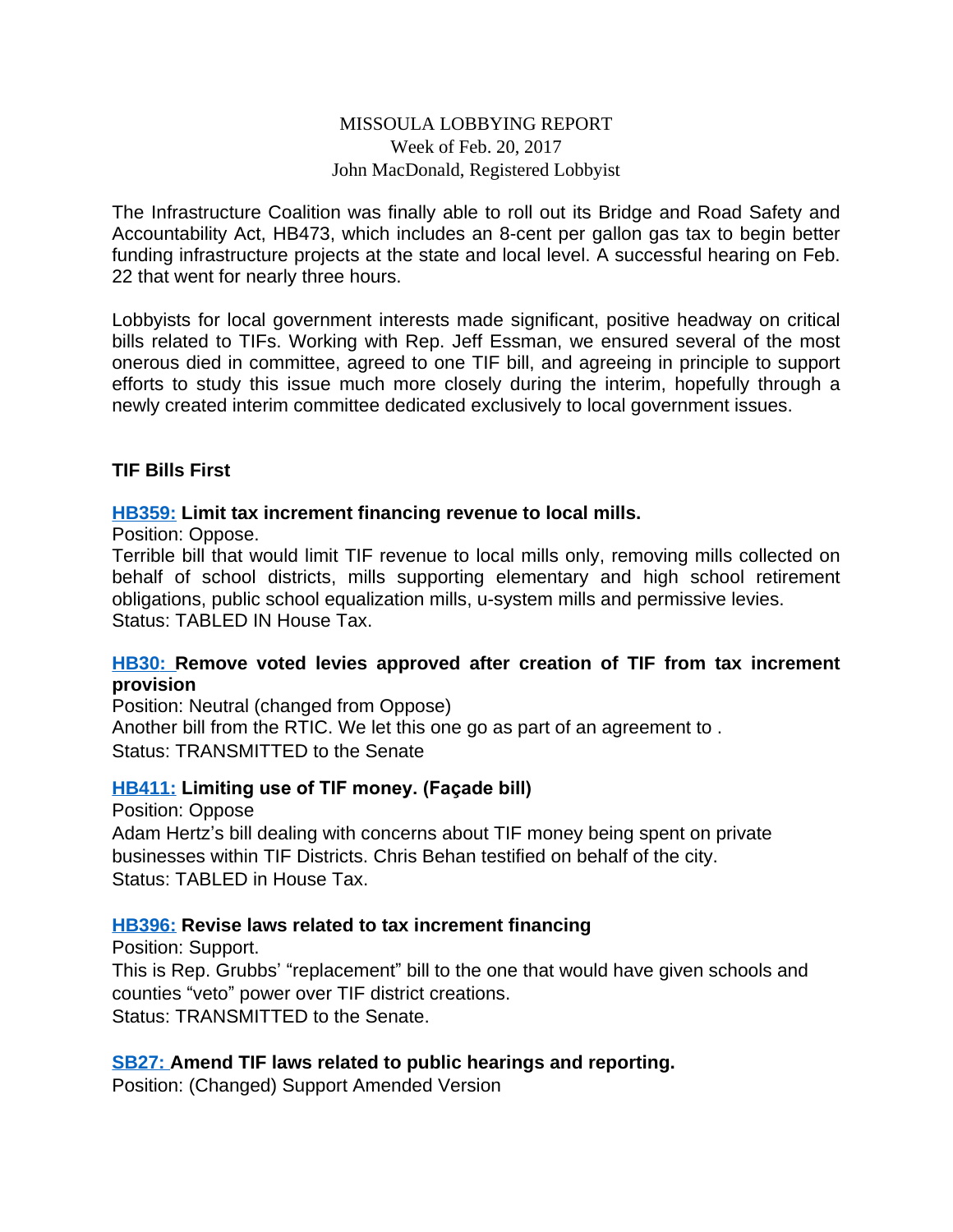MISSOULA LOBBYING REPORT
Week of Feb. 20, 2017
John MacDonald, Registered Lobbyist

The Infrastructure Coalition was finally able to roll out its Bridge and Road Safety and Accountability Act, HB473, which includes an 8-cent per gallon gas tax to begin better funding infrastructure projects at the state and local level. A successful hearing on Feb. 22 that went for nearly three hours.

Lobbyists for local government interests made significant, positive headway on critical bills related to TIFs. Working with Rep. Jeff Essman, we ensured several of the most onerous died in committee, agreed to one TIF bill, and agreeing in principle to support efforts to study this issue much more closely during the interim, hopefully through a newly created interim committee dedicated exclusively to local government issues.

## TIF Bills First

### HB359: Limit tax increment financing revenue to local mills.

Position: Oppose.
Terrible bill that would limit TIF revenue to local mills only, removing mills collected on behalf of school districts, mills supporting elementary and high school retirement obligations, public school equalization mills, u-system mills and permissive levies.
Status: TABLED IN House Tax.

### HB30: Remove voted levies approved after creation of TIF from tax increment provision

Position: Neutral (changed from Oppose)
Another bill from the RTIC. We let this one go as part of an agreement to .
Status: TRANSMITTED to the Senate

### HB411: Limiting use of TIF money. (Façade bill)

Position: Oppose
Adam Hertz's bill dealing with concerns about TIF money being spent on private businesses within TIF Districts. Chris Behan testified on behalf of the city.
Status: TABLED in House Tax.

### HB396: Revise laws related to tax increment financing

Position: Support.
This is Rep. Grubbs' "replacement" bill to the one that would have given schools and counties "veto" power over TIF district creations.
Status: TRANSMITTED to the Senate.

### SB27: Amend TIF laws related to public hearings and reporting.

Position: (Changed) Support Amended Version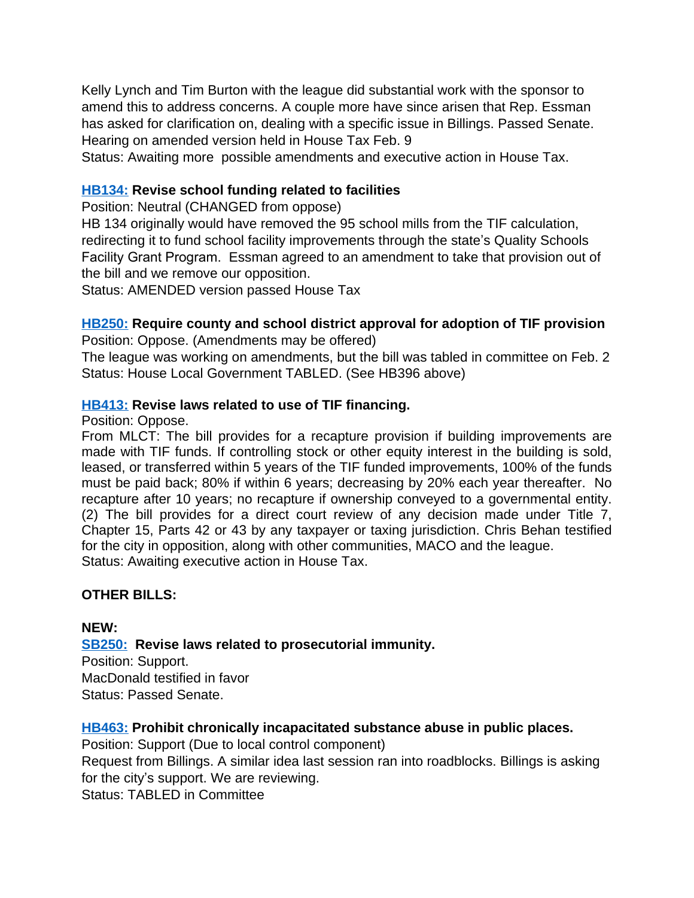Kelly Lynch and Tim Burton with the league did substantial work with the sponsor to amend this to address concerns. A couple more have since arisen that Rep. Essman has asked for clarification on, dealing with a specific issue in Billings. Passed Senate. Hearing on amended version held in House Tax Feb. 9

Status: Awaiting more  possible amendments and executive action in House Tax.

### HB134: Revise school funding related to facilities

Position: Neutral (CHANGED from oppose)

HB 134 originally would have removed the 95 school mills from the TIF calculation, redirecting it to fund school facility improvements through the state's Quality Schools Facility Grant Program.  Essman agreed to an amendment to take that provision out of the bill and we remove our opposition.

Status: AMENDED version passed House Tax

### HB250: Require county and school district approval for adoption of TIF provision

Position: Oppose. (Amendments may be offered)

The league was working on amendments, but the bill was tabled in committee on Feb. 2

Status: House Local Government TABLED. (See HB396 above)

### HB413: Revise laws related to use of TIF financing.

Position: Oppose.

From MLCT: The bill provides for a recapture provision if building improvements are made with TIF funds. If controlling stock or other equity interest in the building is sold, leased, or transferred within 5 years of the TIF funded improvements, 100% of the funds must be paid back; 80% if within 6 years; decreasing by 20% each year thereafter.  No recapture after 10 years; no recapture if ownership conveyed to a governmental entity. (2) The bill provides for a direct court review of any decision made under Title 7, Chapter 15, Parts 42 or 43 by any taxpayer or taxing jurisdiction. Chris Behan testified for the city in opposition, along with other communities, MACO and the league.

Status: Awaiting executive action in House Tax.

## OTHER BILLS:

**NEW:**

### SB250:  Revise laws related to prosecutorial immunity.

Position: Support.

MacDonald testified in favor

Status: Passed Senate.

### HB463: Prohibit chronically incapacitated substance abuse in public places.

Position: Support (Due to local control component)

Request from Billings. A similar idea last session ran into roadblocks. Billings is asking for the city's support. We are reviewing.

Status: TABLED in Committee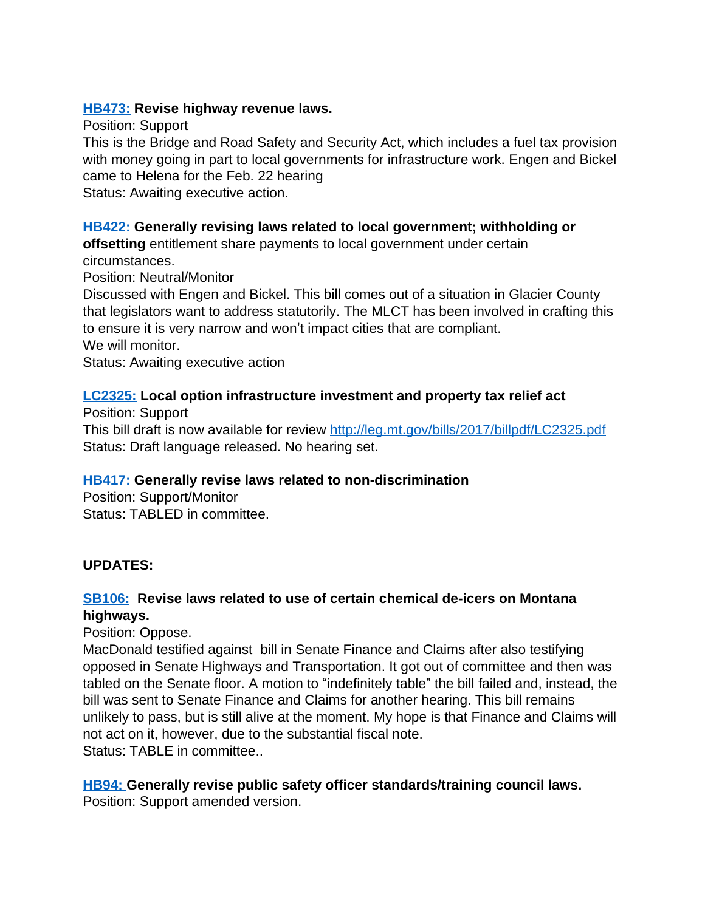**[HB473:](#) Revise highway revenue laws.**

Position: Support

This is the Bridge and Road Safety and Security Act, which includes a fuel tax provision with money going in part to local governments for infrastructure work. Engen and Bickel came to Helena for the Feb. 22 hearing

Status: Awaiting executive action.

**[HB422:](#) Generally revising laws related to local government; withholding or offsetting** entitlement share payments to local government under certain circumstances.

Position: Neutral/Monitor

Discussed with Engen and Bickel. This bill comes out of a situation in Glacier County that legislators want to address statutorily. The MLCT has been involved in crafting this to ensure it is very narrow and won't impact cities that are compliant.

We will monitor.

Status: Awaiting executive action

**[LC2325:](#) Local option infrastructure investment and property tax relief act**

Position: Support

This bill draft is now available for review [http://leg.mt.gov/bills/2017/billpdf/LC2325.pdf](http://leg.mt.gov/bills/2017/billpdf/LC2325.pdf)

Status: Draft language released. No hearing set.

**[HB417:](#) Generally revise laws related to non-discrimination**

Position: Support/Monitor

Status: TABLED in committee.

**UPDATES:**

**[SB106:](#) Revise laws related to use of certain chemical de-icers on Montana highways.**

Position: Oppose.

MacDonald testified against bill in Senate Finance and Claims after also testifying opposed in Senate Highways and Transportation. It got out of committee and then was tabled on the Senate floor. A motion to "indefinitely table" the bill failed and, instead, the bill was sent to Senate Finance and Claims for another hearing. This bill remains unlikely to pass, but is still alive at the moment. My hope is that Finance and Claims will not act on it, however, due to the substantial fiscal note.

Status: TABLE in committee..

**[HB94:](#) Generally revise public safety officer standards/training council laws.**

Position: Support amended version.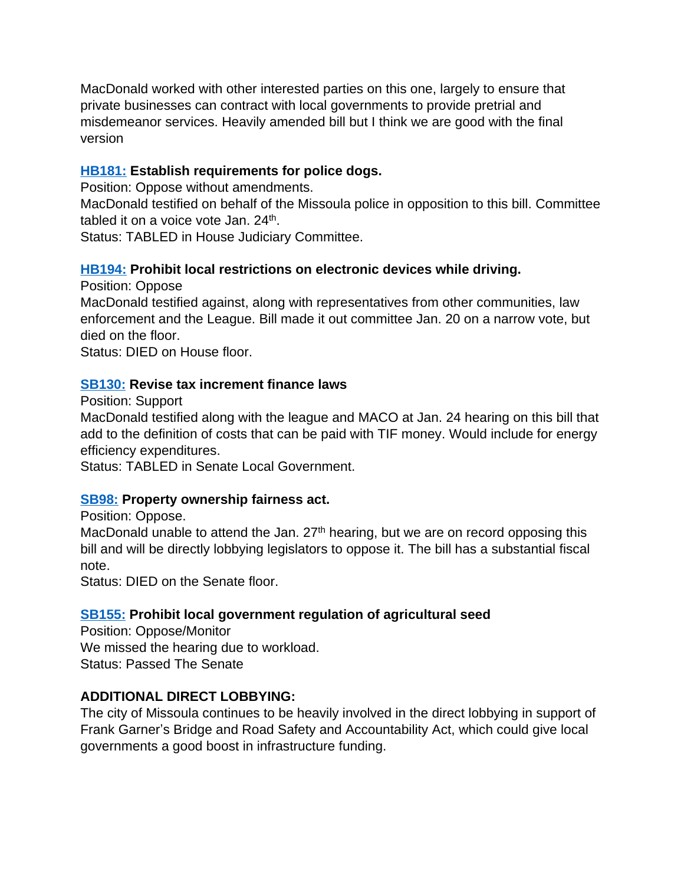MacDonald worked with other interested parties on this one, largely to ensure that private businesses can contract with local governments to provide pretrial and misdemeanor services. Heavily amended bill but I think we are good with the final version

**HB181: Establish requirements for police dogs.**
Position: Oppose without amendments.
MacDonald testified on behalf of the Missoula police in opposition to this bill. Committee tabled it on a voice vote Jan. 24th.
Status: TABLED in House Judiciary Committee.

**HB194: Prohibit local restrictions on electronic devices while driving.**
Position: Oppose
MacDonald testified against, along with representatives from other communities, law enforcement and the League. Bill made it out committee Jan. 20 on a narrow vote, but died on the floor.
Status: DIED on House floor.

**SB130: Revise tax increment finance laws**
Position: Support
MacDonald testified along with the league and MACO at Jan. 24 hearing on this bill that add to the definition of costs that can be paid with TIF money. Would include for energy efficiency expenditures.
Status: TABLED in Senate Local Government.

**SB98: Property ownership fairness act.**
Position: Oppose.
MacDonald unable to attend the Jan. 27th hearing, but we are on record opposing this bill and will be directly lobbying legislators to oppose it. The bill has a substantial fiscal note.
Status: DIED on the Senate floor.

**SB155: Prohibit local government regulation of agricultural seed**
Position: Oppose/Monitor
We missed the hearing due to workload.
Status: Passed The Senate

**ADDITIONAL DIRECT LOBBYING:**
The city of Missoula continues to be heavily involved in the direct lobbying in support of Frank Garner's Bridge and Road Safety and Accountability Act, which could give local governments a good boost in infrastructure funding.